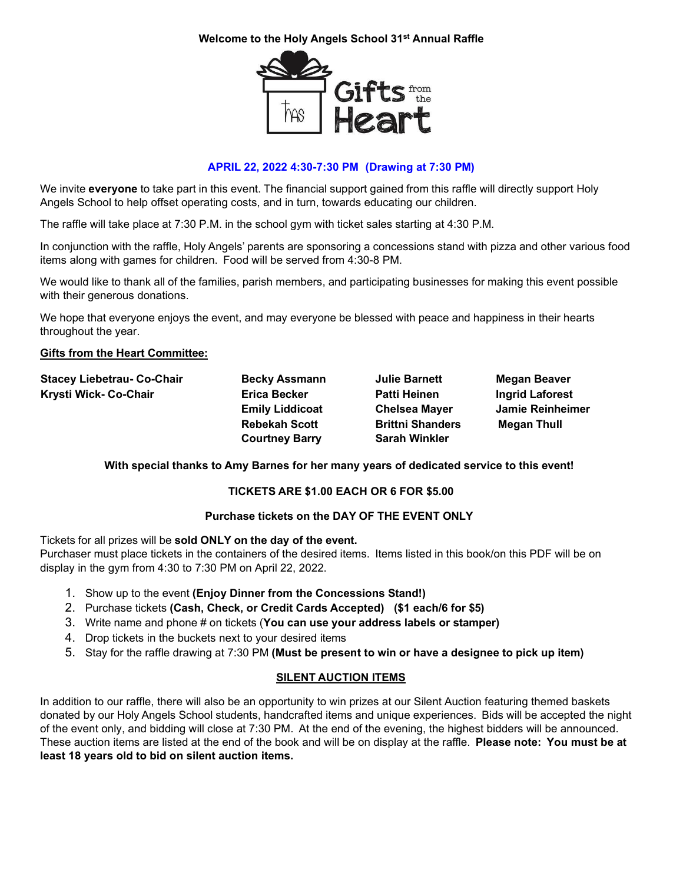**Welcome to the Holy Angels School 31st Annual Raffle**

Gifts from the Heart

**APRIL 22, 2022 4:30-7:30 PM (Drawing at 7:30 PM)**

We invite **everyone** to take part in this event. The financial support gained from this raffle will directly support Holy Angels School to help offset operating costs, and in turn, towards educating our children.

The raffle will take place at 7:30 P.M. in the school gym with ticket sales starting at 4:30 P.M.

In conjunction with the raffle, Holy Angels' parents are sponsoring a concessions stand with pizza and other various food items along with games for children. Food will be served from 4:30-8 PM.

We would like to thank all of the families, parish members, and participating businesses for making this event possible with their generous donations.

We hope that everyone enjoys the event, and may everyone be blessed with peace and happiness in their hearts throughout the year.

**Gifts from the Heart Committee:**

**Stacey Liebetrau- Co-Chair**
**Krysti Wick- Co-Chair**

**Becky Assmann**
**Erica Becker**
**Emily Liddicoat**
**Rebekah Scott**
**Courtney Barry**
**Julie Barnett**
**Patti Heinen**
**Chelsea Mayer**
**Brittni Shanders**
**Sarah Winkler**
**Megan Beaver**
**Ingrid Laforest**
**Jamie Reinheimer**
**Megan Thull**

**With special thanks to Amy Barnes for her many years of dedicated service to this event!**

**TICKETS ARE $1.00 EACH OR 6 FOR $5.00**

**Purchase tickets on the DAY OF THE EVENT ONLY**

Tickets for all prizes will be **sold ONLY on the day of the event.**
Purchaser must place tickets in the containers of the desired items. Items listed in this book/on this PDF will be on display in the gym from 4:30 to 7:30 PM on April 22, 2022.

1. Show up to the event **(Enjoy Dinner from the Concessions Stand!)**
2. Purchase tickets **(Cash, Check, or Credit Cards Accepted) ($1 each/6 for $5)**
3. Write name and phone # on tickets (**You can use your address labels or stamper)**
4. Drop tickets in the buckets next to your desired items
5. Stay for the raffle drawing at 7:30 PM **(Must be present to win or have a designee to pick up item)**

## SILENT AUCTION ITEMS

In addition to our raffle, there will also be an opportunity to win prizes at our Silent Auction featuring themed baskets donated by our Holy Angels School students, handcrafted items and unique experiences. Bids will be accepted the night of the event only, and bidding will close at 7:30 PM. At the end of the evening, the highest bidders will be announced. These auction items are listed at the end of the book and will be on display at the raffle. **Please note: You must be at least 18 years old to bid on silent auction items.**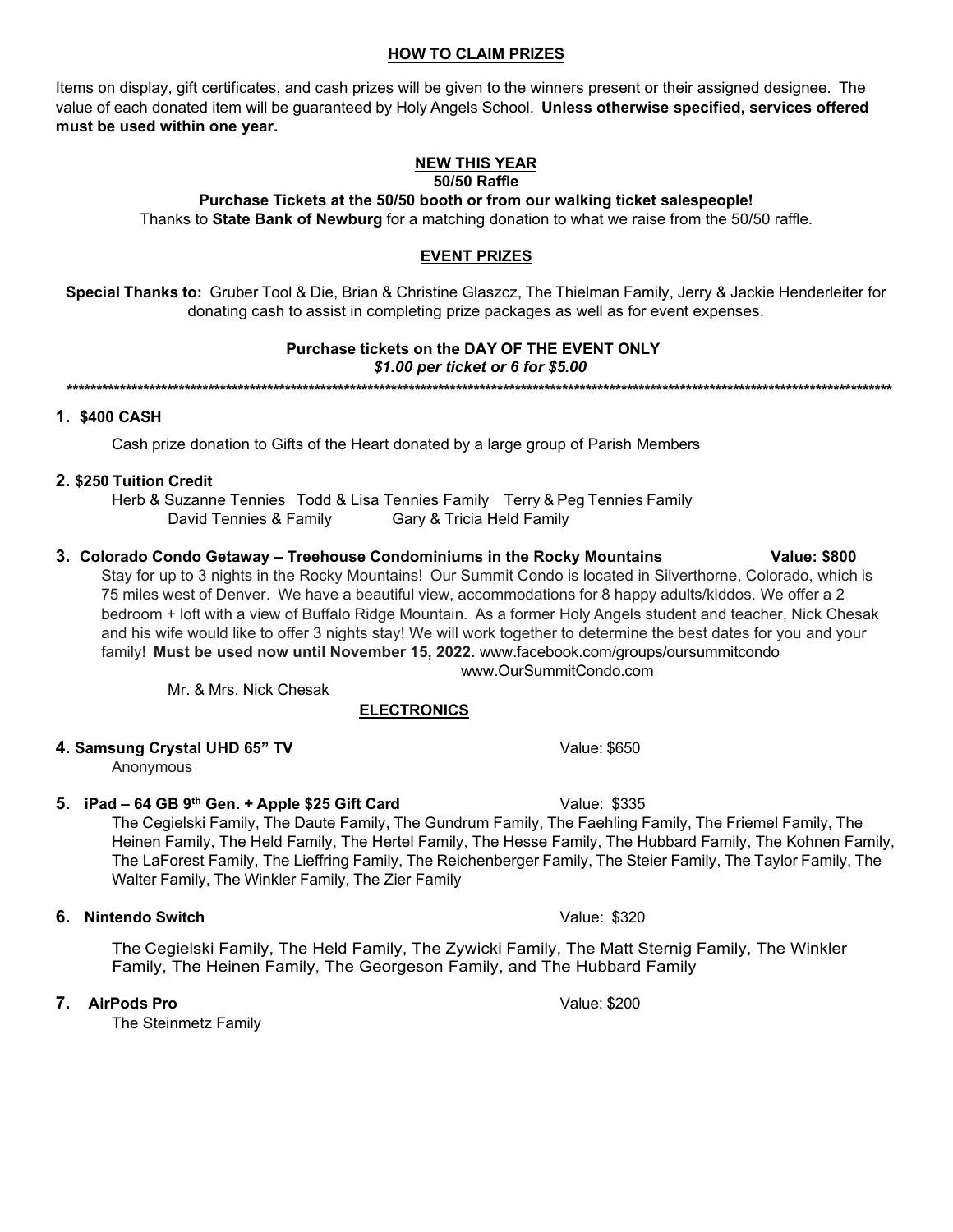## HOW TO CLAIM PRIZES

Items on display, gift certificates, and cash prizes will be given to the winners present or their assigned designee. The value of each donated item will be guaranteed by Holy Angels School. **Unless otherwise specified, services offered must be used within one year.**

## NEW THIS YEAR

**50/50 Raffle**

**Purchase Tickets at the 50/50 booth or from our walking ticket salespeople!**

Thanks to **State Bank of Newburg** for a matching donation to what we raise from the 50/50 raffle.

## EVENT PRIZES

**Special Thanks to:** Gruber Tool & Die, Brian & Christine Glaszcz, The Thielman Family, Jerry & Jackie Henderleiter for donating cash to assist in completing prize packages as well as for event expenses.

**Purchase tickets on the DAY OF THE EVENT ONLY**

***$1.00 per ticket or 6 for $5.00***

*****************************************************************************************************************************************

**1. $400 CASH**

Cash prize donation to Gifts of the Heart donated by a large group of Parish Members

**2. $250 Tuition Credit**

Herb & Suzanne Tennies Todd & Lisa Tennies Family Terry & Peg Tennies Family David Tennies & Family Gary & Tricia Held Family

**3. Colorado Condo Getaway – Treehouse Condominiums in the Rocky Mountains** **Value: $800**

Stay for up to 3 nights in the Rocky Mountains! Our Summit Condo is located in Silverthorne, Colorado, which is 75 miles west of Denver. We have a beautiful view, accommodations for 8 happy adults/kiddos. We offer a 2 bedroom + loft with a view of Buffalo Ridge Mountain. As a former Holy Angels student and teacher, Nick Chesak and his wife would like to offer 3 nights stay! We will work together to determine the best dates for you and your family! **Must be used now until November 15, 2022.** www.facebook.com/groups/oursummitcondo www.OurSummitCondo.com

Mr. & Mrs. Nick Chesak

## ELECTRONICS

**4. Samsung Crystal UHD 65" TV** Value: $650

Anonymous

**5. iPad – 64 GB 9th Gen. + Apple $25 Gift Card** Value: $335

The Cegielski Family, The Daute Family, The Gundrum Family, The Faehling Family, The Friemel Family, The Heinen Family, The Held Family, The Hertel Family, The Hesse Family, The Hubbard Family, The Kohnen Family, The LaForest Family, The Lieffring Family, The Reichenberger Family, The Steier Family, The Taylor Family, The Walter Family, The Winkler Family, The Zier Family

**6. Nintendo Switch** Value: $320

The Cegielski Family, The Held Family, The Zywicki Family, The Matt Sternig Family, The Winkler Family, The Heinen Family, The Georgeson Family, and The Hubbard Family

**7. AirPods Pro** Value: $200

The Steinmetz Family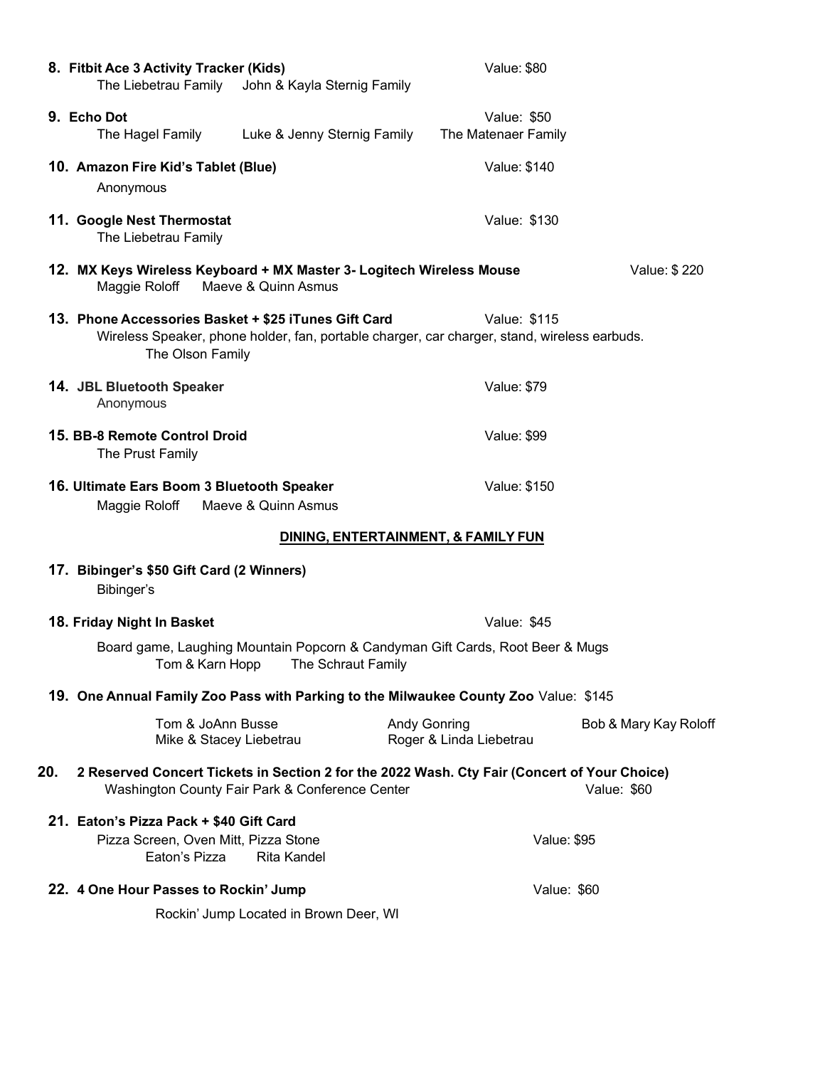**8. Fitbit Ace 3 Activity Tracker (Kids)** Value: $80

The Liebetrau Family    John & Kayla Sternig Family

**9. Echo Dot** Value: $50

The Hagel Family    Luke & Jenny Sternig Family    The Matenaer Family

**10. Amazon Fire Kid's Tablet (Blue)** Value: $140

Anonymous

**11. Google Nest Thermostat** Value: $130

The Liebetrau Family

**12. MX Keys Wireless Keyboard + MX Master 3- Logitech Wireless Mouse** Value: $ 220

Maggie Roloff    Maeve & Quinn Asmus

**13. Phone Accessories Basket + $25 iTunes Gift Card** Value: $115

Wireless Speaker, phone holder, fan, portable charger, car charger, stand, wireless earbuds.

The Olson Family

**14. JBL Bluetooth Speaker** Value: $79

Anonymous

**15. BB-8 Remote Control Droid** Value: $99

The Prust Family

**16. Ultimate Ears Boom 3 Bluetooth Speaker** Value: $150

Maggie Roloff    Maeve & Quinn Asmus

## DINING, ENTERTAINMENT, & FAMILY FUN

**17. Bibinger's $50 Gift Card (2 Winners)**

Bibinger's

**18. Friday Night In Basket** Value: $45

Board game, Laughing Mountain Popcorn & Candyman Gift Cards, Root Beer & Mugs

Tom & Karn Hopp    The Schraut Family

**19. One Annual Family Zoo Pass with Parking to the Milwaukee County Zoo** Value: $145

Tom & JoAnn Busse    Andy Gonring    Bob & Mary Kay Roloff

Mike & Stacey Liebetrau    Roger & Linda Liebetrau

**20. 2 Reserved Concert Tickets in Section 2 for the 2022 Wash. Cty Fair (Concert of Your Choice)**

Washington County Fair Park & Conference Center    Value: $60

**21. Eaton's Pizza Pack + $40 Gift Card**

Pizza Screen, Oven Mitt, Pizza Stone    Value: $95

Eaton's Pizza    Rita Kandel

**22. 4 One Hour Passes to Rockin' Jump** Value: $60

Rockin' Jump Located in Brown Deer, WI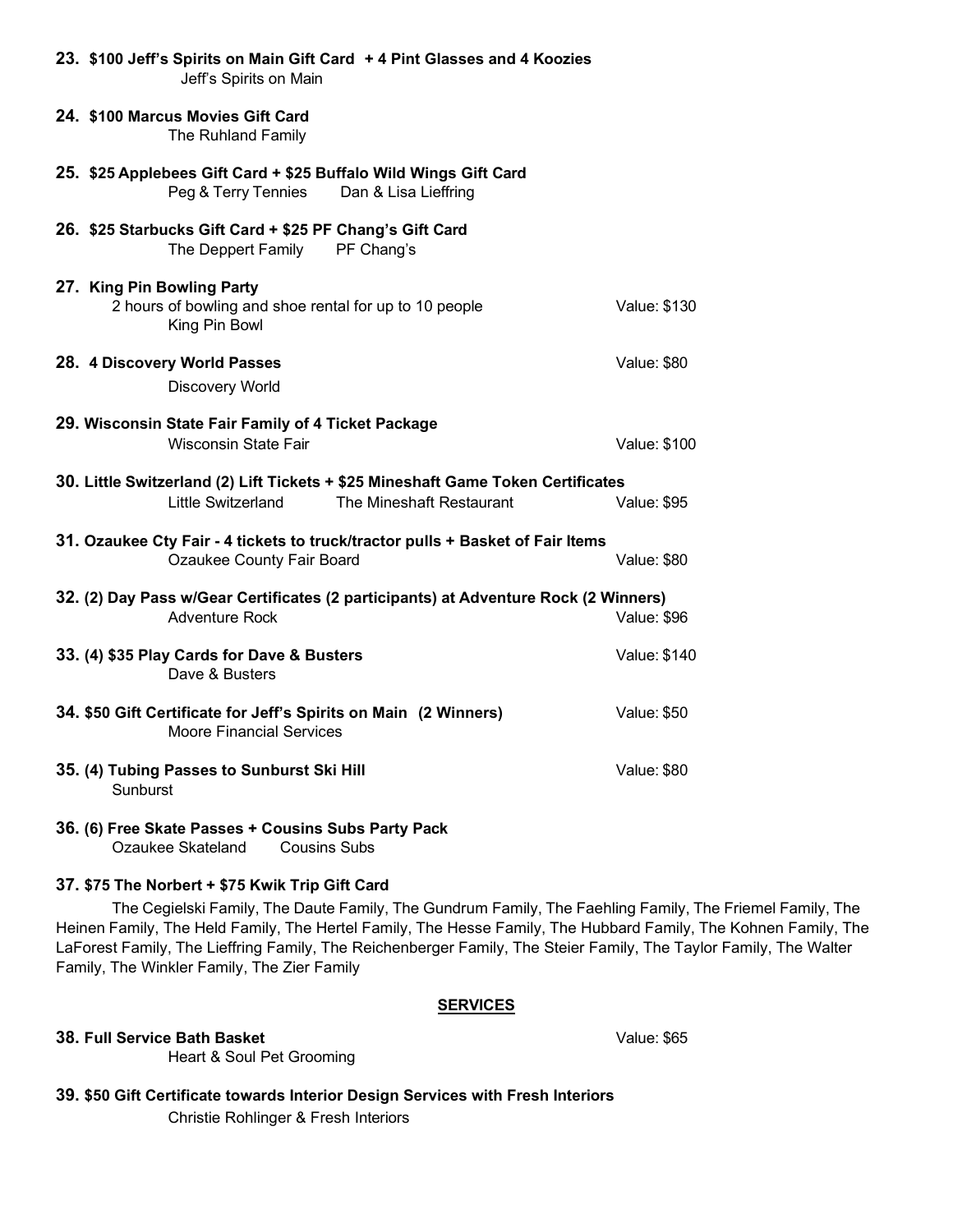**23. $100 Jeff's Spirits on Main Gift Card + 4 Pint Glasses and 4 Koozies**
Jeff's Spirits on Main

**24. $100 Marcus Movies Gift Card**
The Ruhland Family

**25. $25 Applebees Gift Card + $25 Buffalo Wild Wings Gift Card**
Peg & Terry Tennies     Dan & Lisa Lieffring

**26. $25 Starbucks Gift Card + $25 PF Chang's Gift Card**
The Deppert Family     PF Chang's

**27. King Pin Bowling Party**
2 hours of bowling and shoe rental for up to 10 people     Value: $130
King Pin Bowl

**28. 4 Discovery World Passes**     Value: $80
Discovery World

**29. Wisconsin State Fair Family of 4 Ticket Package**
Wisconsin State Fair     Value: $100

**30. Little Switzerland (2) Lift Tickets + $25 Mineshaft Game Token Certificates**
Little Switzerland     The Mineshaft Restaurant     Value: $95

**31. Ozaukee Cty Fair - 4 tickets to truck/tractor pulls + Basket of Fair Items**
Ozaukee County Fair Board     Value: $80

**32. (2) Day Pass w/Gear Certificates (2 participants) at Adventure Rock (2 Winners)**
Adventure Rock     Value: $96

**33. (4) $35 Play Cards for Dave & Busters**     Value: $140
Dave & Busters

**34. $50 Gift Certificate for Jeff's Spirits on Main (2 Winners)**     Value: $50
Moore Financial Services

**35. (4) Tubing Passes to Sunburst Ski Hill**     Value: $80
Sunburst

**36. (6) Free Skate Passes + Cousins Subs Party Pack**
Ozaukee Skateland     Cousins Subs

**37. $75 The Norbert + $75 Kwik Trip Gift Card**
The Cegielski Family, The Daute Family, The Gundrum Family, The Faehling Family, The Friemel Family, The Heinen Family, The Held Family, The Hertel Family, The Hesse Family, The Hubbard Family, The Kohnen Family, The LaForest Family, The Lieffring Family, The Reichenberger Family, The Steier Family, The Taylor Family, The Walter Family, The Winkler Family, The Zier Family

## SERVICES

**38. Full Service Bath Basket**     Value: $65
Heart & Soul Pet Grooming

**39. $50 Gift Certificate towards Interior Design Services with Fresh Interiors**
Christie Rohlinger & Fresh Interiors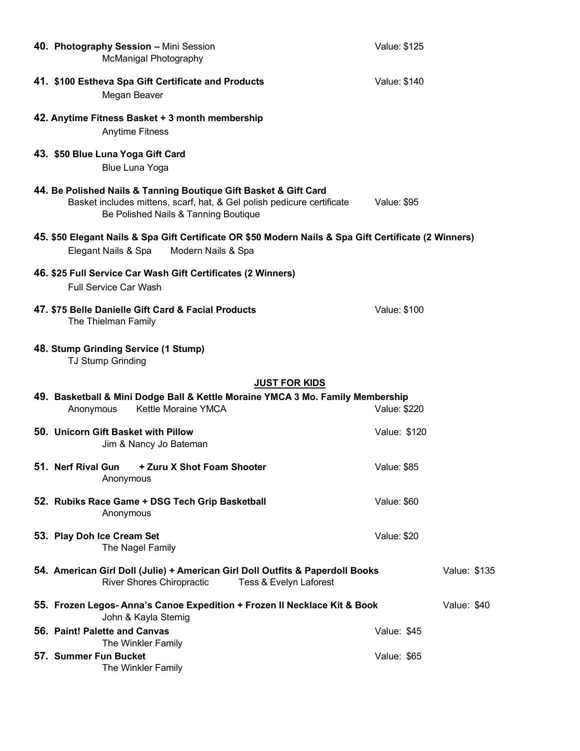**40. Photography Session –** Mini Session — Value: $125
McManigal Photography

**41. $100 Estheva Spa Gift Certificate and Products** — Value: $140
Megan Beaver

**42. Anytime Fitness Basket + 3 month membership**
Anytime Fitness

**43. $50 Blue Luna Yoga Gift Card**
Blue Luna Yoga

**44. Be Polished Nails & Tanning Boutique Gift Basket & Gift Card**
Basket includes mittens, scarf, hat, & Gel polish pedicure certificate — Value: $95
Be Polished Nails & Tanning Boutique

**45. $50 Elegant Nails & Spa Gift Certificate OR $50 Modern Nails & Spa Gift Certificate (2 Winners)**
Elegant Nails & Spa     Modern Nails & Spa

**46. $25 Full Service Car Wash Gift Certificates (2 Winners)**
Full Service Car Wash

**47. $75 Belle Danielle Gift Card & Facial Products** — Value: $100
The Thielman Family

**48. Stump Grinding Service (1 Stump)**
TJ Stump Grinding

## JUST FOR KIDS

**49. Basketball & Mini Dodge Ball & Kettle Moraine YMCA 3 Mo. Family Membership**
Anonymous     Kettle Moraine YMCA — Value: $220

**50. Unicorn Gift Basket with Pillow** — Value: $120
Jim & Nancy Jo Bateman

**51. Nerf Rival Gun + Zuru X Shot Foam Shooter** — Value: $85
Anonymous

**52. Rubiks Race Game + DSG Tech Grip Basketball** — Value: $60
Anonymous

**53. Play Doh Ice Cream Set** — Value: $20
The Nagel Family

**54. American Girl Doll (Julie) + American Girl Doll Outfits & Paperdoll Books** — Value: $135
River Shores Chiropractic     Tess & Evelyn Laforest

**55. Frozen Legos- Anna's Canoe Expedition + Frozen II Necklace Kit & Book** — Value: $40
John & Kayla Sternig

**56. Paint! Palette and Canvas** — Value: $45
The Winkler Family

**57. Summer Fun Bucket** — Value: $65
The Winkler Family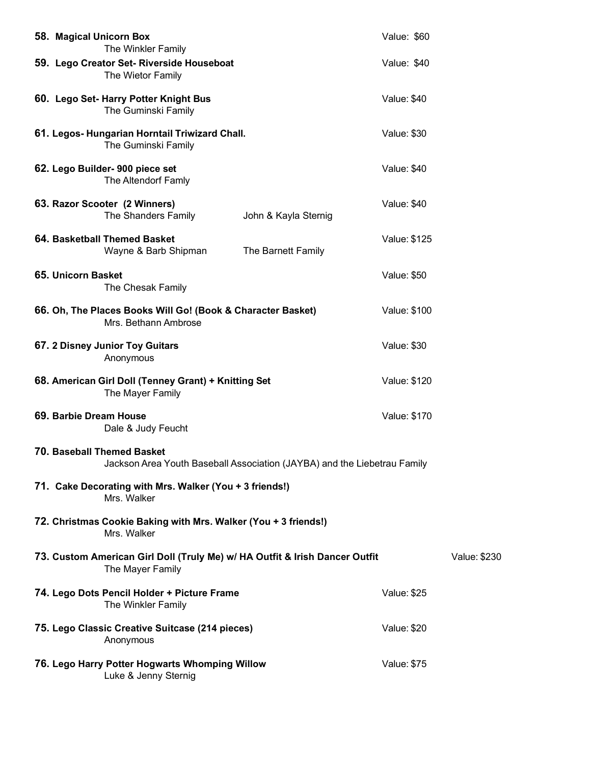**58. Magical Unicorn Box** Value: $60
The Winkler Family

**59. Lego Creator Set- Riverside Houseboat** Value: $40
The Wietor Family

**60. Lego Set- Harry Potter Knight Bus** Value: $40
The Guminski Family

**61. Legos- Hungarian Horntail Triwizard Chall.** Value: $30
The Guminski Family

**62. Lego Builder- 900 piece set** Value: $40
The Altendorf Famly

**63. Razor Scooter (2 Winners)** Value: $40
The Shanders Family John & Kayla Sternig

**64. Basketball Themed Basket** Value: $125
Wayne & Barb Shipman The Barnett Family

**65. Unicorn Basket** Value: $50
The Chesak Family

**66. Oh, The Places Books Will Go! (Book & Character Basket)** Value: $100
Mrs. Bethann Ambrose

**67. 2 Disney Junior Toy Guitars** Value: $30
Anonymous

**68. American Girl Doll (Tenney Grant) + Knitting Set** Value: $120
The Mayer Family

**69. Barbie Dream House** Value: $170
Dale & Judy Feucht

**70. Baseball Themed Basket**
Jackson Area Youth Baseball Association (JAYBA) and the Liebetrau Family

**71. Cake Decorating with Mrs. Walker (You + 3 friends!)**
Mrs. Walker

**72. Christmas Cookie Baking with Mrs. Walker (You + 3 friends!)**
Mrs. Walker

**73. Custom American Girl Doll (Truly Me) w/ HA Outfit & Irish Dancer Outfit** Value: $230
The Mayer Family

**74. Lego Dots Pencil Holder + Picture Frame** Value: $25
The Winkler Family

**75. Lego Classic Creative Suitcase (214 pieces)** Value: $20
Anonymous

**76. Lego Harry Potter Hogwarts Whomping Willow** Value: $75
Luke & Jenny Sternig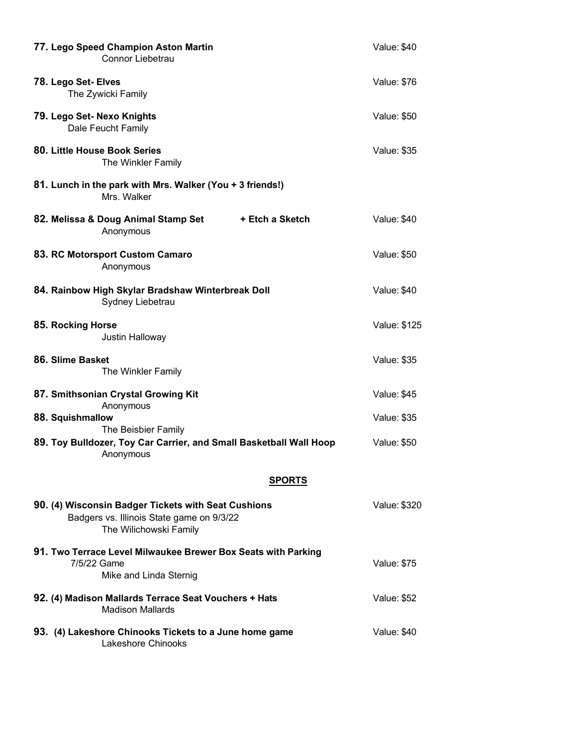**77. Lego Speed Champion Aston Martin** Value: $40
Connor Liebetrau

**78. Lego Set- Elves** Value: $76
The Zywicki Family

**79. Lego Set- Nexo Knights** Value: $50
Dale Feucht Family

**80. Little House Book Series** Value: $35
The Winkler Family

**81. Lunch in the park with Mrs. Walker (You + 3 friends!)**
Mrs. Walker

**82. Melissa & Doug Animal Stamp Set + Etch a Sketch** Value: $40
Anonymous

**83. RC Motorsport Custom Camaro** Value: $50
Anonymous

**84. Rainbow High Skylar Bradshaw Winterbreak Doll** Value: $40
Sydney Liebetrau

**85. Rocking Horse** Value: $125
Justin Halloway

**86. Slime Basket** Value: $35
The Winkler Family

**87. Smithsonian Crystal Growing Kit** Value: $45
Anonymous

**88. Squishmallow** Value: $35
The Beisbier Family

**89. Toy Bulldozer, Toy Car Carrier, and Small Basketball Wall Hoop** Value: $50
Anonymous

## SPORTS

**90. (4) Wisconsin Badger Tickets with Seat Cushions** Value: $320
Badgers vs. Illinois State game on 9/3/22
The Wilichowski Family

**91. Two Terrace Level Milwaukee Brewer Box Seats with Parking**
7/5/22 Game Value: $75
Mike and Linda Sternig

**92. (4) Madison Mallards Terrace Seat Vouchers + Hats** Value: $52
Madison Mallards

**93. (4) Lakeshore Chinooks Tickets to a June home game** Value: $40
Lakeshore Chinooks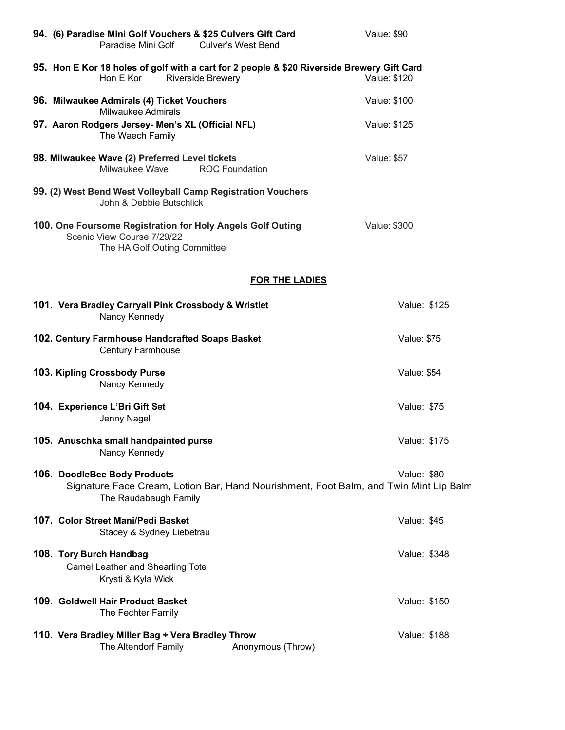**94. (6) Paradise Mini Golf Vouchers & $25 Culvers Gift Card** Value: $90
Paradise Mini Golf Culver's West Bend

**95. Hon E Kor 18 holes of golf with a cart for 2 people & $20 Riverside Brewery Gift Card**
Hon E Kor Riverside Brewery Value: $120

**96. Milwaukee Admirals (4) Ticket Vouchers** Value: $100
Milwaukee Admirals

**97. Aaron Rodgers Jersey- Men's XL (Official NFL)** Value: $125
The Waech Family

**98. Milwaukee Wave (2) Preferred Level tickets** Value: $57
Milwaukee Wave ROC Foundation

**99. (2) West Bend West Volleyball Camp Registration Vouchers**
John & Debbie Butschlick

**100. One Foursome Registration for Holy Angels Golf Outing** Value: $300
Scenic View Course 7/29/22
The HA Golf Outing Committee

## FOR THE LADIES

**101. Vera Bradley Carryall Pink Crossbody & Wristlet** Value: $125
Nancy Kennedy

**102. Century Farmhouse Handcrafted Soaps Basket** Value: $75
Century Farmhouse

**103. Kipling Crossbody Purse** Value: $54
Nancy Kennedy

**104. Experience L'Bri Gift Set** Value: $75
Jenny Nagel

**105. Anuschka small handpainted purse** Value: $175
Nancy Kennedy

**106. DoodleBee Body Products** Value: $80
Signature Face Cream, Lotion Bar, Hand Nourishment, Foot Balm, and Twin Mint Lip Balm
The Raudabaugh Family

**107. Color Street Mani/Pedi Basket** Value: $45
Stacey & Sydney Liebetrau

**108. Tory Burch Handbag** Value: $348
Camel Leather and Shearling Tote
Krysti & Kyla Wick

**109. Goldwell Hair Product Basket** Value: $150
The Fechter Family

**110. Vera Bradley Miller Bag + Vera Bradley Throw** Value: $188
The Altendorf Family Anonymous (Throw)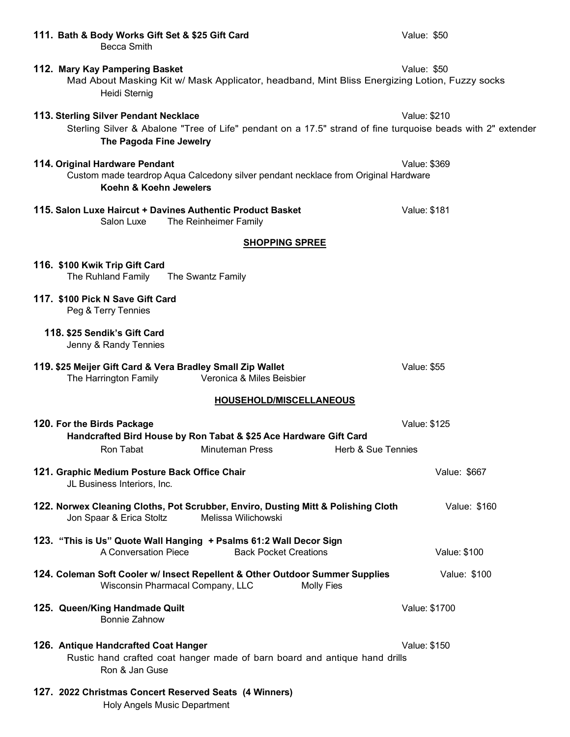**111. Bath & Body Works Gift Set & $25 Gift Card** Value: $50

Becca Smith

**112. Mary Kay Pampering Basket** Value: $50

Mad About Masking Kit w/ Mask Applicator, headband, Mint Bliss Energizing Lotion, Fuzzy socks

Heidi Sternig

**113. Sterling Silver Pendant Necklace** Value: $210

Sterling Silver & Abalone "Tree of Life" pendant on a 17.5" strand of fine turquoise beads with 2" extender

**The Pagoda Fine Jewelry**

**114. Original Hardware Pendant** Value: $369

Custom made teardrop Aqua Calcedony silver pendant necklace from Original Hardware

**Koehn & Koehn Jewelers**

**115. Salon Luxe Haircut + Davines Authentic Product Basket** Value: $181

Salon Luxe The Reinheimer Family

## SHOPPING SPREE

**116. $100 Kwik Trip Gift Card**

The Ruhland Family The Swantz Family

**117. $100 Pick N Save Gift Card**

Peg & Terry Tennies

**118. $25 Sendik's Gift Card**

Jenny & Randy Tennies

**119. $25 Meijer Gift Card & Vera Bradley Small Zip Wallet** Value: $55

The Harrington Family Veronica & Miles Beisbier

## HOUSEHOLD/MISCELLANEOUS

**120. For the Birds Package** Value: $125

**Handcrafted Bird House by Ron Tabat & $25 Ace Hardware Gift Card**

Ron Tabat Minuteman Press Herb & Sue Tennies

**121. Graphic Medium Posture Back Office Chair** Value: $667

JL Business Interiors, Inc.

**122. Norwex Cleaning Cloths, Pot Scrubber, Enviro, Dusting Mitt & Polishing Cloth** Value: $160

Jon Spaar & Erica Stoltz Melissa Wilichowski

**123. "This is Us" Quote Wall Hanging + Psalms 61:2 Wall Decor Sign**

A Conversation Piece Back Pocket Creations Value: $100

**124. Coleman Soft Cooler w/ Insect Repellent & Other Outdoor Summer Supplies** Value: $100

Wisconsin Pharmacal Company, LLC Molly Fies

**125. Queen/King Handmade Quilt** Value: $1700

Bonnie Zahnow

**126. Antique Handcrafted Coat Hanger** Value: $150

Rustic hand crafted coat hanger made of barn board and antique hand drills

Ron & Jan Guse

**127. 2022 Christmas Concert Reserved Seats (4 Winners)**

Holy Angels Music Department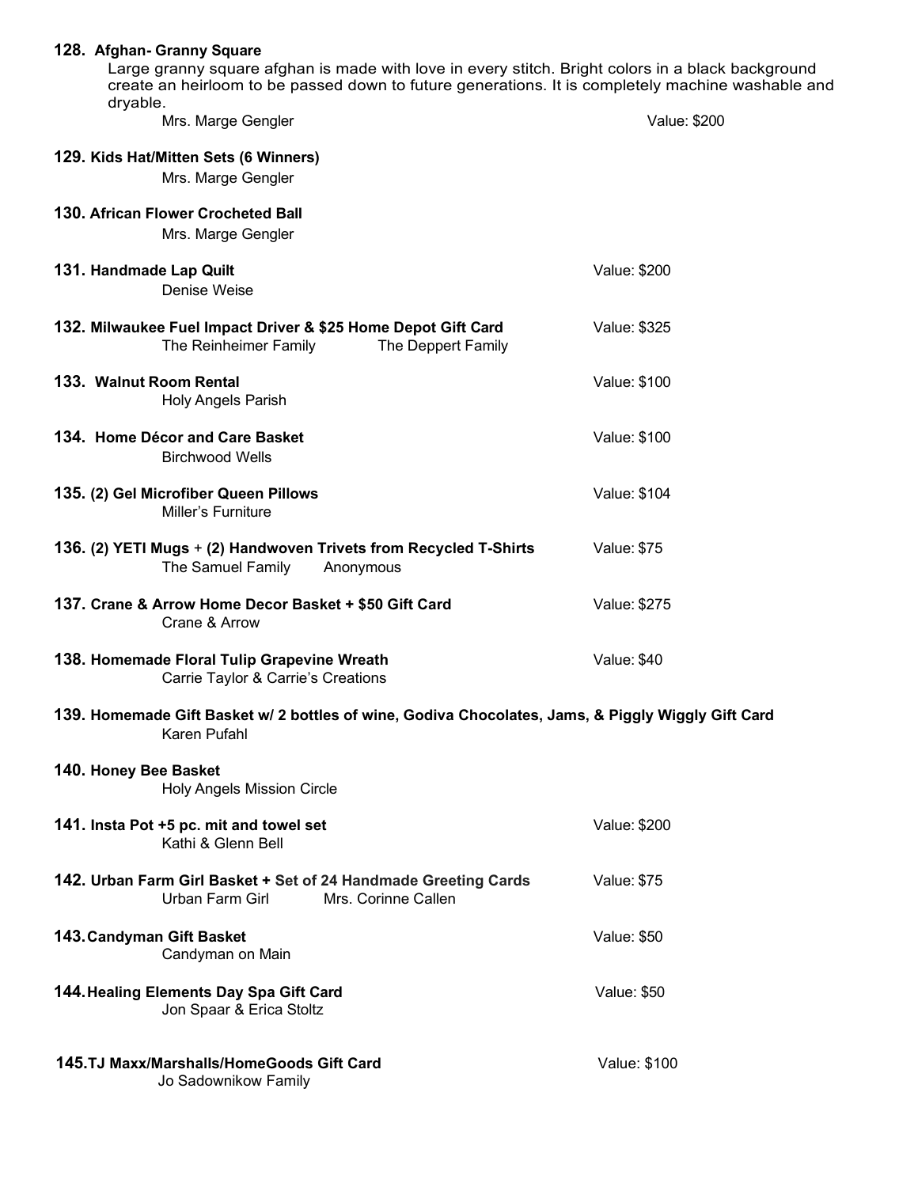**128. Afghan- Granny Square**

Large granny square afghan is made with love in every stitch. Bright colors in a black background create an heirloom to be passed down to future generations. It is completely machine washable and dryable.

Mrs. Marge Gengler — Value: $200

**129. Kids Hat/Mitten Sets (6 Winners)**

Mrs. Marge Gengler

**130. African Flower Crocheted Ball**

Mrs. Marge Gengler

**131. Handmade Lap Quilt** — Value: $200

Denise Weise

**132. Milwaukee Fuel Impact Driver & $25 Home Depot Gift Card** — Value: $325

The Reinheimer Family — The Deppert Family

**133. Walnut Room Rental** — Value: $100

Holy Angels Parish

**134. Home Décor and Care Basket** — Value: $100

Birchwood Wells

**135. (2) Gel Microfiber Queen Pillows** — Value: $104

Miller's Furniture

**136. (2) YETI Mugs + (2) Handwoven Trivets from Recycled T-Shirts** — Value: $75

The Samuel Family — Anonymous

**137. Crane & Arrow Home Decor Basket + $50 Gift Card** — Value: $275

Crane & Arrow

**138. Homemade Floral Tulip Grapevine Wreath** — Value: $40

Carrie Taylor & Carrie's Creations

**139. Homemade Gift Basket w/ 2 bottles of wine, Godiva Chocolates, Jams, & Piggly Wiggly Gift Card**

Karen Pufahl

**140. Honey Bee Basket**

Holy Angels Mission Circle

**141. Insta Pot +5 pc. mit and towel set** — Value: $200

Kathi & Glenn Bell

**142. Urban Farm Girl Basket + Set of 24 Handmade Greeting Cards** — Value: $75

Urban Farm Girl — Mrs. Corinne Callen

**143. Candyman Gift Basket** — Value: $50

Candyman on Main

**144. Healing Elements Day Spa Gift Card** — Value: $50

Jon Spaar & Erica Stoltz

**145. TJ Maxx/Marshalls/HomeGoods Gift Card** — Value: $100

Jo Sadownikow Family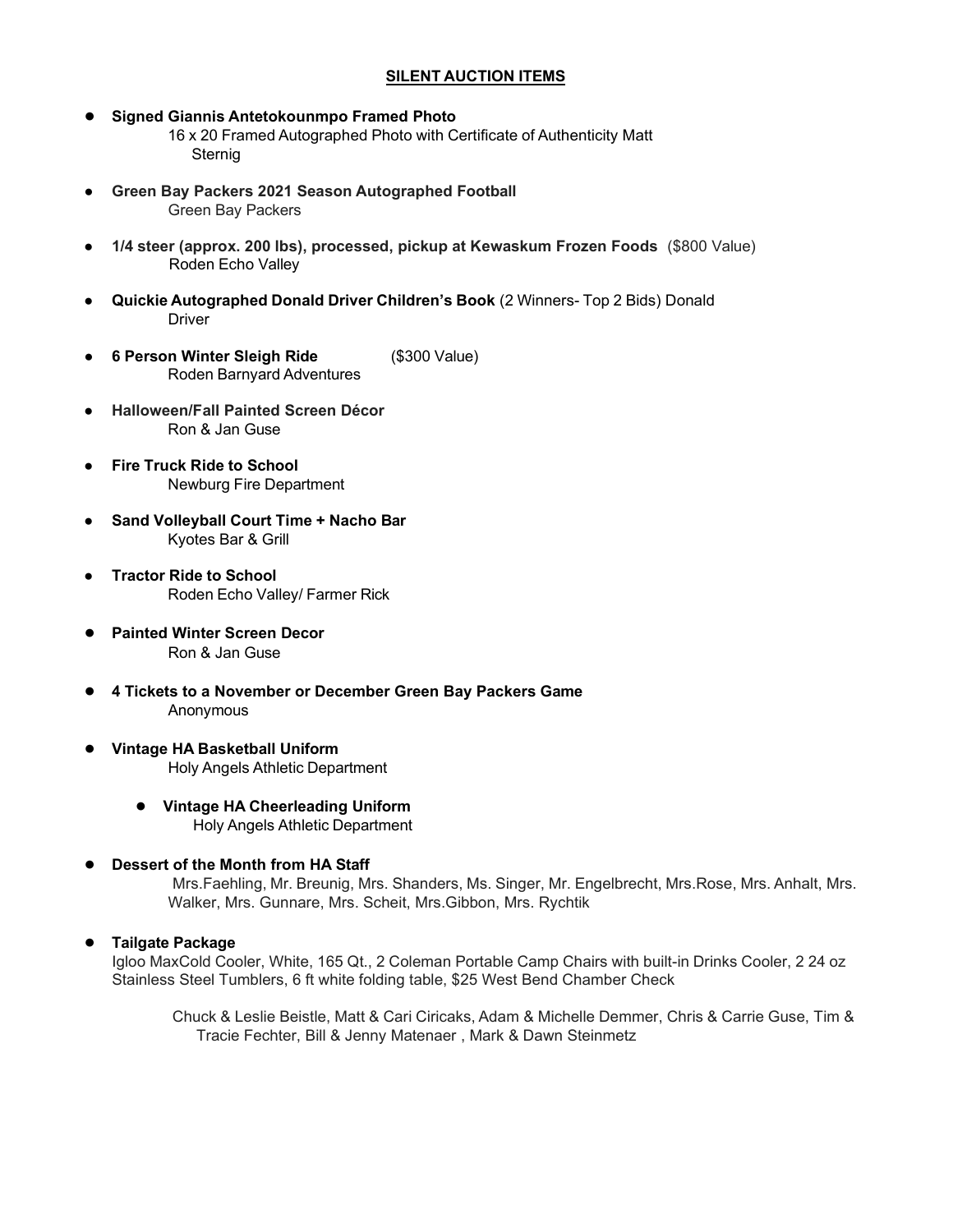## SILENT AUCTION ITEMS

- **Signed Giannis Antetokounmpo Framed Photo**
  16 x 20 Framed Autographed Photo with Certificate of Authenticity Matt Sternig
- **Green Bay Packers 2021 Season Autographed Football**
  Green Bay Packers
- **1/4 steer (approx. 200 lbs), processed, pickup at Kewaskum Frozen Foods** ($800 Value)
  Roden Echo Valley
- **Quickie Autographed Donald Driver Children's Book** (2 Winners- Top 2 Bids) Donald Driver
- **6 Person Winter Sleigh Ride** ($300 Value)
  Roden Barnyard Adventures
- **Halloween/Fall Painted Screen Décor**
  Ron & Jan Guse
- **Fire Truck Ride to School**
  Newburg Fire Department
- **Sand Volleyball Court Time + Nacho Bar**
  Kyotes Bar & Grill
- **Tractor Ride to School**
  Roden Echo Valley/ Farmer Rick
- **Painted Winter Screen Decor**
  Ron & Jan Guse
- **4 Tickets to a November or December Green Bay Packers Game**
  Anonymous
- **Vintage HA Basketball Uniform**
  Holy Angels Athletic Department
  - **Vintage HA Cheerleading Uniform**
    Holy Angels Athletic Department
- **Dessert of the Month from HA Staff**
  Mrs.Faehling, Mr. Breunig, Mrs. Shanders, Ms. Singer, Mr. Engelbrecht, Mrs.Rose, Mrs. Anhalt, Mrs. Walker, Mrs. Gunnare, Mrs. Scheit, Mrs.Gibbon, Mrs. Rychtik
- **Tailgate Package**
  Igloo MaxCold Cooler, White, 165 Qt., 2 Coleman Portable Camp Chairs with built-in Drinks Cooler, 2 24 oz Stainless Steel Tumblers, 6 ft white folding table, $25 West Bend Chamber Check

  Chuck & Leslie Beistle, Matt & Cari Ciricaks, Adam & Michelle Demmer, Chris & Carrie Guse, Tim & Tracie Fechter, Bill & Jenny Matenaer , Mark & Dawn Steinmetz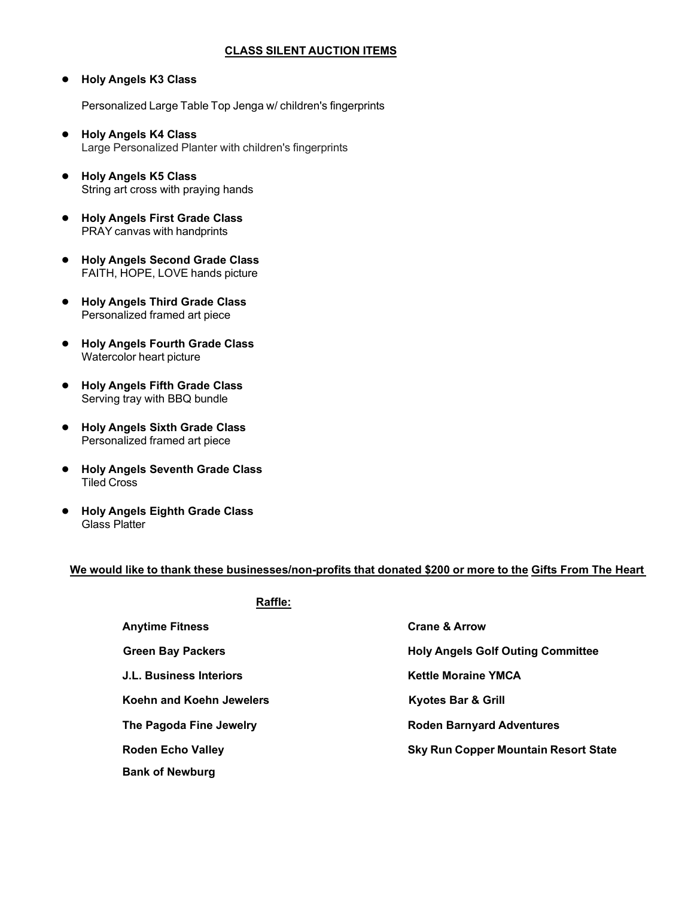## CLASS SILENT AUCTION ITEMS

- **Holy Angels K3 Class**

  Personalized Large Table Top Jenga w/ children's fingerprints

- **Holy Angels K4 Class**
  Large Personalized Planter with children's fingerprints

- **Holy Angels K5 Class**
  String art cross with praying hands

- **Holy Angels First Grade Class**
  PRAY canvas with handprints

- **Holy Angels Second Grade Class**
  FAITH, HOPE, LOVE hands picture

- **Holy Angels Third Grade Class**
  Personalized framed art piece

- **Holy Angels Fourth Grade Class**
  Watercolor heart picture

- **Holy Angels Fifth Grade Class**
  Serving tray with BBQ bundle

- **Holy Angels Sixth Grade Class**
  Personalized framed art piece

- **Holy Angels Seventh Grade Class**
  Tiled Cross

- **Holy Angels Eighth Grade Class**
  Glass Platter

**We would like to thank these businesses/non-profits that donated $200 or more to the Gifts From The Heart Raffle:**

**Anytime Fitness**

**Crane & Arrow**

**Green Bay Packers**

**Holy Angels Golf Outing Committee**

**J.L. Business Interiors**

**Kettle Moraine YMCA**

**Koehn and Koehn Jewelers**

**Kyotes Bar & Grill**

**The Pagoda Fine Jewelry**

**Roden Barnyard Adventures**

**Roden Echo Valley**

**Sky Run Copper Mountain Resort State**

**Bank of Newburg**